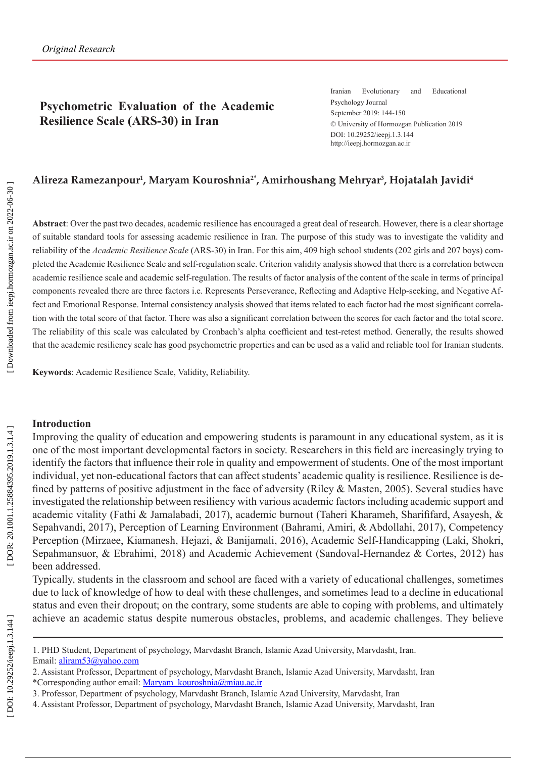*Original Research*

# Psychometric Evaluation of the Academic Resilience Scale (ARS-30) in Iran

Iranian Evolutionary and Educational Psychology Journal
September 2019: 144-150
© University of Hormozgan Publication 2019
DOI: 10.29252/ieepj.1.3.144
http://ieepj.hormozgan.ac.ir

**Alireza Ramezanpour[1], Maryam Kouroshnia[2*], Amirhoushang Mehryar[3], Hojatalah Javidi[4]**

**Abstract**: Over the past two decades, academic resilience has encouraged a great deal of research. However, there is a clear shortage of suitable standard tools for assessing academic resilience in Iran. The purpose of this study was to investigate the validity and reliability of the *Academic Resilience Scale* (ARS-30) in Iran. For this aim, 409 high school students (202 girls and 207 boys) completed the Academic Resilience Scale and self-regulation scale. Criterion validity analysis showed that there is a correlation between academic resilience scale and academic self-regulation. The results of factor analysis of the content of the scale in terms of principal components revealed there are three factors i.e. Represents Perseverance, Reflecting and Adaptive Help-seeking, and Negative Affect and Emotional Response. Internal consistency analysis showed that items related to each factor had the most significant correlation with the total score of that factor. There was also a significant correlation between the scores for each factor and the total score. The reliability of this scale was calculated by Cronbach's alpha coefficient and test-retest method. Generally, the results showed that the academic resiliency scale has good psychometric properties and can be used as a valid and reliable tool for Iranian students.

**Keywords**: Academic Resilience Scale, Validity, Reliability.

## Introduction

Improving the quality of education and empowering students is paramount in any educational system, as it is one of the most important developmental factors in society. Researchers in this field are increasingly trying to identify the factors that influence their role in quality and empowerment of students. One of the most important individual, yet non-educational factors that can affect students' academic quality is resilience. Resilience is defined by patterns of positive adjustment in the face of adversity (Riley & Masten, 2005). Several studies have investigated the relationship between resiliency with various academic factors including academic support and academic vitality (Fathi & Jamalabadi, 2017), academic burnout (Taheri Kharameh, Sharififard, Asayesh, & Sepahvandi, 2017), Perception of Learning Environment (Bahrami, Amiri, & Abdollahi, 2017), Competency Perception (Mirzaee, Kiamanesh, Hejazi, & Banijamali, 2016), Academic Self-Handicapping (Laki, Shokri, Sepahmansuor, & Ebrahimi, 2018) and Academic Achievement (Sandoval-Hernandez & Cortes, 2012) has been addressed.

Typically, students in the classroom and school are faced with a variety of educational challenges, sometimes due to lack of knowledge of how to deal with these challenges, and sometimes lead to a decline in educational status and even their dropout; on the contrary, some students are able to coping with problems, and ultimately achieve an academic status despite numerous obstacles, problems, and academic challenges. They believe

1. PHD Student, Department of psychology, Marvdasht Branch, Islamic Azad University, Marvdasht, Iran.
Email: aliram53@yahoo.com

2. Assistant Professor, Department of psychology, Marvdasht Branch, Islamic Azad University, Marvdasht, Iran
*Corresponding author email: Maryam_kouroshnia@miau.ac.ir

3. Professor, Department of psychology, Marvdasht Branch, Islamic Azad University, Marvdasht, Iran

4. Assistant Professor, Department of psychology, Marvdasht Branch, Islamic Azad University, Marvdasht, Iran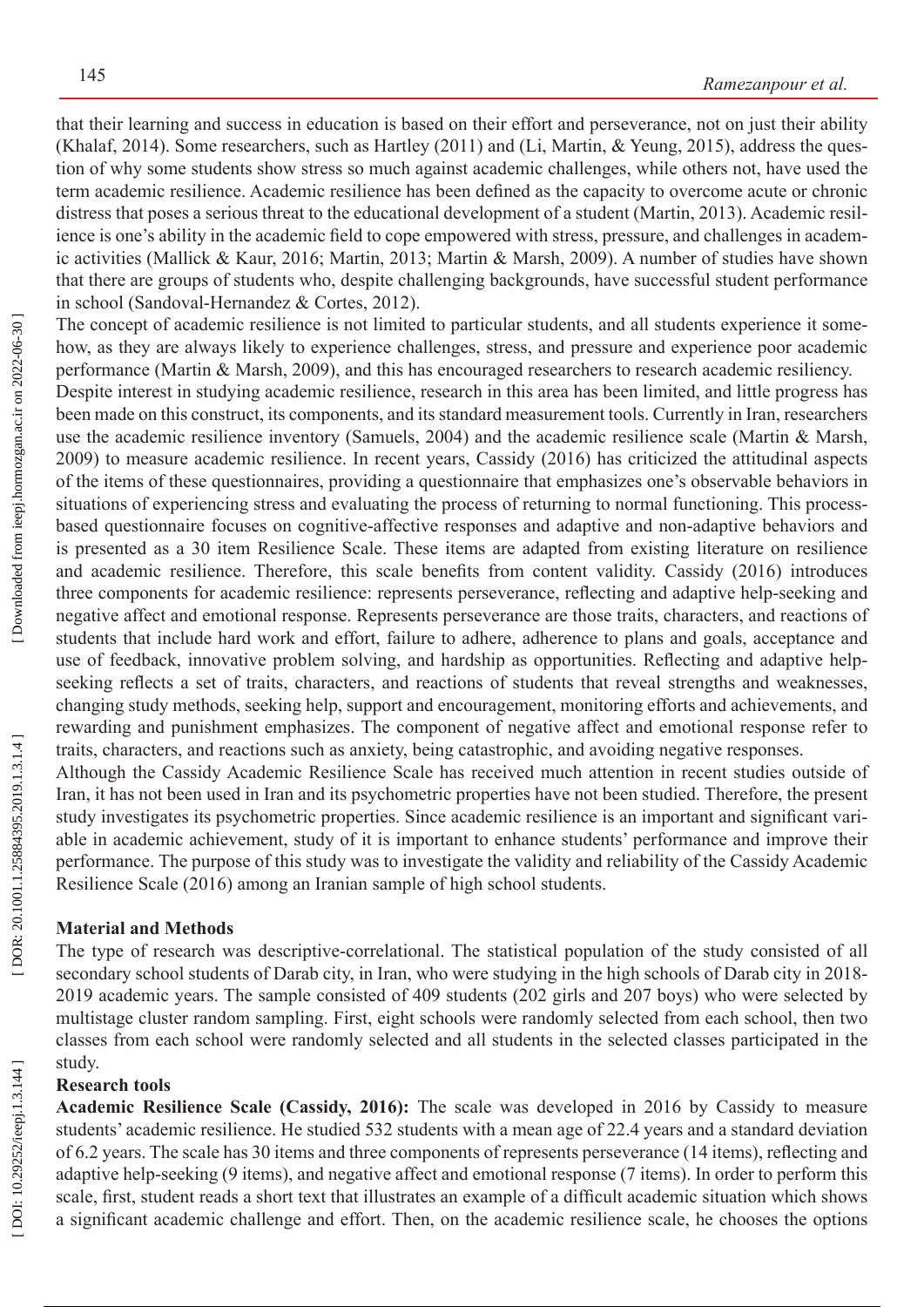that their learning and success in education is based on their effort and perseverance, not on just their ability (Khalaf, 2014). Some researchers, such as Hartley (2011) and (Li, Martin, & Yeung, 2015), address the question of why some students show stress so much against academic challenges, while others not, have used the term academic resilience. Academic resilience has been defined as the capacity to overcome acute or chronic distress that poses a serious threat to the educational development of a student (Martin, 2013). Academic resilience is one's ability in the academic field to cope empowered with stress, pressure, and challenges in academic activities (Mallick & Kaur, 2016; Martin, 2013; Martin & Marsh, 2009). A number of studies have shown that there are groups of students who, despite challenging backgrounds, have successful student performance in school (Sandoval-Hernandez & Cortes, 2012).

The concept of academic resilience is not limited to particular students, and all students experience it somehow, as they are always likely to experience challenges, stress, and pressure and experience poor academic performance (Martin & Marsh, 2009), and this has encouraged researchers to research academic resiliency.

Despite interest in studying academic resilience, research in this area has been limited, and little progress has been made on this construct, its components, and its standard measurement tools. Currently in Iran, researchers use the academic resilience inventory (Samuels, 2004) and the academic resilience scale (Martin & Marsh, 2009) to measure academic resilience. In recent years, Cassidy (2016) has criticized the attitudinal aspects of the items of these questionnaires, providing a questionnaire that emphasizes one's observable behaviors in situations of experiencing stress and evaluating the process of returning to normal functioning. This process-based questionnaire focuses on cognitive-affective responses and adaptive and non-adaptive behaviors and is presented as a 30 item Resilience Scale. These items are adapted from existing literature on resilience and academic resilience. Therefore, this scale benefits from content validity. Cassidy (2016) introduces three components for academic resilience: represents perseverance, reflecting and adaptive help-seeking and negative affect and emotional response. Represents perseverance are those traits, characters, and reactions of students that include hard work and effort, failure to adhere, adherence to plans and goals, acceptance and use of feedback, innovative problem solving, and hardship as opportunities. Reflecting and adaptive help-seeking reflects a set of traits, characters, and reactions of students that reveal strengths and weaknesses, changing study methods, seeking help, support and encouragement, monitoring efforts and achievements, and rewarding and punishment emphasizes. The component of negative affect and emotional response refer to traits, characters, and reactions such as anxiety, being catastrophic, and avoiding negative responses.

Although the Cassidy Academic Resilience Scale has received much attention in recent studies outside of Iran, it has not been used in Iran and its psychometric properties have not been studied. Therefore, the present study investigates its psychometric properties. Since academic resilience is an important and significant variable in academic achievement, study of it is important to enhance students' performance and improve their performance. The purpose of this study was to investigate the validity and reliability of the Cassidy Academic Resilience Scale (2016) among an Iranian sample of high school students.

## Material and Methods

The type of research was descriptive-correlational. The statistical population of the study consisted of all secondary school students of Darab city, in Iran, who were studying in the high schools of Darab city in 2018-2019 academic years. The sample consisted of 409 students (202 girls and 207 boys) who were selected by multistage cluster random sampling. First, eight schools were randomly selected from each school, then two classes from each school were randomly selected and all students in the selected classes participated in the study.

### Research tools

**Academic Resilience Scale (Cassidy, 2016):** The scale was developed in 2016 by Cassidy to measure students' academic resilience. He studied 532 students with a mean age of 22.4 years and a standard deviation of 6.2 years. The scale has 30 items and three components of represents perseverance (14 items), reflecting and adaptive help-seeking (9 items), and negative affect and emotional response (7 items). In order to perform this scale, first, student reads a short text that illustrates an example of a difficult academic situation which shows a significant academic challenge and effort. Then, on the academic resilience scale, he chooses the options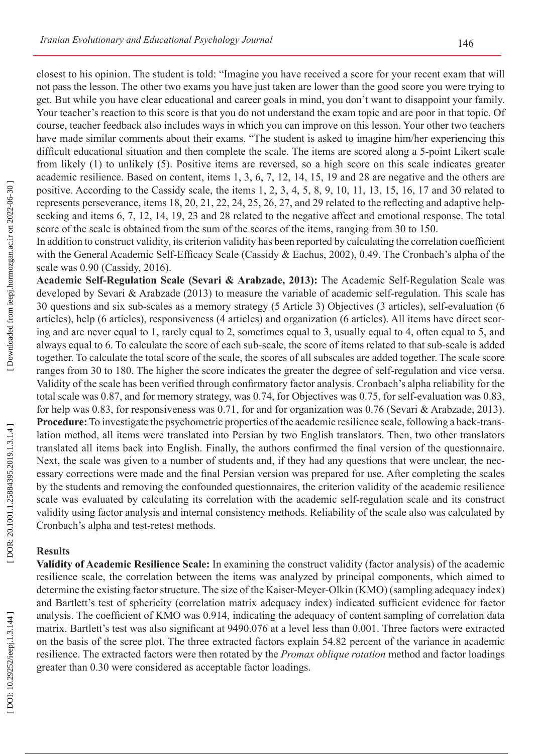closest to his opinion. The student is told: "Imagine you have received a score for your recent exam that will not pass the lesson. The other two exams you have just taken are lower than the good score you were trying to get. But while you have clear educational and career goals in mind, you don't want to disappoint your family. Your teacher's reaction to this score is that you do not understand the exam topic and are poor in that topic. Of course, teacher feedback also includes ways in which you can improve on this lesson. Your other two teachers have made similar comments about their exams. "The student is asked to imagine him/her experiencing this difficult educational situation and then complete the scale. The items are scored along a 5-point Likert scale from likely (1) to unlikely (5). Positive items are reversed, so a high score on this scale indicates greater academic resilience. Based on content, items 1, 3, 6, 7, 12, 14, 15, 19 and 28 are negative and the others are positive. According to the Cassidy scale, the items 1, 2, 3, 4, 5, 8, 9, 10, 11, 13, 15, 16, 17 and 30 related to represents perseverance, items 18, 20, 21, 22, 24, 25, 26, 27, and 29 related to the reflecting and adaptive help-seeking and items 6, 7, 12, 14, 19, 23 and 28 related to the negative affect and emotional response. The total score of the scale is obtained from the sum of the scores of the items, ranging from 30 to 150.

In addition to construct validity, its criterion validity has been reported by calculating the correlation coefficient with the General Academic Self-Efficacy Scale (Cassidy & Eachus, 2002), 0.49. The Cronbach's alpha of the scale was 0.90 (Cassidy, 2016).

**Academic Self-Regulation Scale (Sevari & Arabzade, 2013):** The Academic Self-Regulation Scale was developed by Sevari & Arabzade (2013) to measure the variable of academic self-regulation. This scale has 30 questions and six sub-scales as a memory strategy (5 Article 3) Objectives (3 articles), self-evaluation (6 articles), help (6 articles), responsiveness (4 articles) and organization (6 articles). All items have direct scoring and are never equal to 1, rarely equal to 2, sometimes equal to 3, usually equal to 4, often equal to 5, and always equal to 6. To calculate the score of each sub-scale, the score of items related to that sub-scale is added together. To calculate the total score of the scale, the scores of all subscales are added together. The scale score ranges from 30 to 180. The higher the score indicates the greater the degree of self-regulation and vice versa. Validity of the scale has been verified through confirmatory factor analysis. Cronbach's alpha reliability for the total scale was 0.87, and for memory strategy, was 0.74, for Objectives was 0.75, for self-evaluation was 0.83, for help was 0.83, for responsiveness was 0.71, for and for organization was 0.76 (Sevari & Arabzade, 2013).

**Procedure:** To investigate the psychometric properties of the academic resilience scale, following a back-translation method, all items were translated into Persian by two English translators. Then, two other translators translated all items back into English. Finally, the authors confirmed the final version of the questionnaire. Next, the scale was given to a number of students and, if they had any questions that were unclear, the necessary corrections were made and the final Persian version was prepared for use. After completing the scales by the students and removing the confounded questionnaires, the criterion validity of the academic resilience scale was evaluated by calculating its correlation with the academic self-regulation scale and its construct validity using factor analysis and internal consistency methods. Reliability of the scale also was calculated by Cronbach's alpha and test-retest methods.

## Results

**Validity of Academic Resilience Scale:** In examining the construct validity (factor analysis) of the academic resilience scale, the correlation between the items was analyzed by principal components, which aimed to determine the existing factor structure. The size of the Kaiser-Meyer-Olkin (KMO) (sampling adequacy index) and Bartlett's test of sphericity (correlation matrix adequacy index) indicated sufficient evidence for factor analysis. The coefficient of KMO was 0.914, indicating the adequacy of content sampling of correlation data matrix. Bartlett's test was also significant at 9490.076 at a level less than 0.001. Three factors were extracted on the basis of the scree plot. The three extracted factors explain 54.82 percent of the variance in academic resilience. The extracted factors were then rotated by the *Promax oblique rotation* method and factor loadings greater than 0.30 were considered as acceptable factor loadings.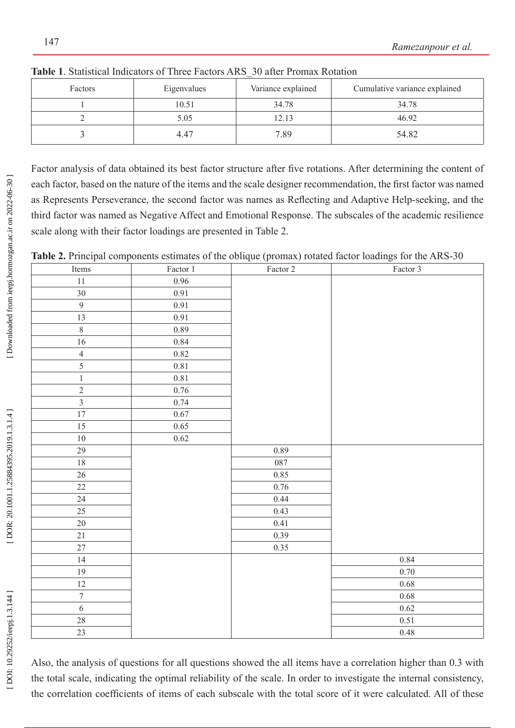**Table 1**. Statistical Indicators of Three Factors ARS_30 after Promax Rotation

| Factors | Eigenvalues | Variance explained | Cumulative variance explained |
|---|---|---|---|
| 1 | 10.51 | 34.78 | 34.78 |
| 2 | 5.05 | 12.13 | 46.92 |
| 3 | 4.47 | 7.89 | 54.82 |

Factor analysis of data obtained its best factor structure after five rotations. After determining the content of each factor, based on the nature of the items and the scale designer recommendation, the first factor was named as Represents Perseverance, the second factor was names as Reflecting and Adaptive Help-seeking, and the third factor was named as Negative Affect and Emotional Response. The subscales of the academic resilience scale along with their factor loadings are presented in Table 2.

**Table 2.** Principal components estimates of the oblique (promax) rotated factor loadings for the ARS-30

| Items | Factor 1 | Factor 2 | Factor 3 |
|---|---|---|---|
| 11 | 0.96 | | |
| 30 | 0.91 | | |
| 9 | 0.91 | | |
| 13 | 0.91 | | |
| 8 | 0.89 | | |
| 16 | 0.84 | | |
| 4 | 0.82 | | |
| 5 | 0.81 | | |
| 1 | 0.81 | | |
| 2 | 0.76 | | |
| 3 | 0.74 | | |
| 17 | 0.67 | | |
| 15 | 0.65 | | |
| 10 | 0.62 | | |
| 29 | | 0.89 | |
| 18 | | 087 | |
| 26 | | 0.85 | |
| 22 | | 0.76 | |
| 24 | | 0.44 | |
| 25 | | 0.43 | |
| 20 | | 0.41 | |
| 21 | | 0.39 | |
| 27 | | 0.35 | |
| 14 | | | 0.84 |
| 19 | | | 0.70 |
| 12 | | | 0.68 |
| 7 | | | 0.68 |
| 6 | | | 0.62 |
| 28 | | | 0.51 |
| 23 | | | 0.48 |

Also, the analysis of questions for all questions showed the all items have a correlation higher than 0.3 with the total scale, indicating the optimal reliability of the scale. In order to investigate the internal consistency, the correlation coefficients of items of each subscale with the total score of it were calculated. All of these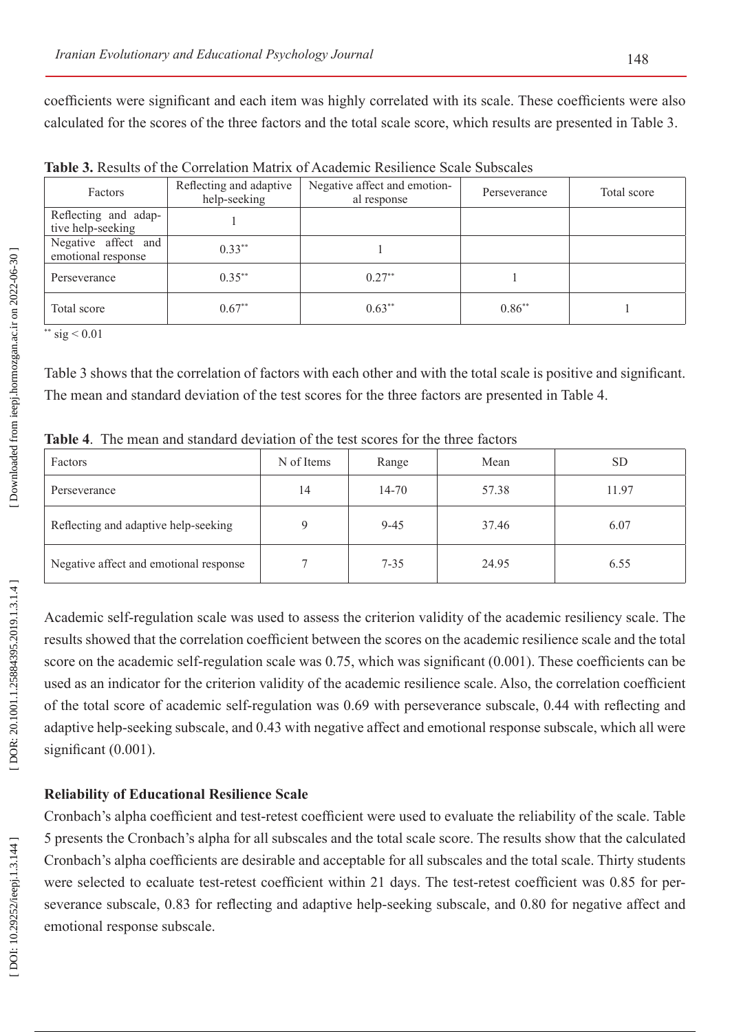coefficients were significant and each item was highly correlated with its scale. These coefficients were also calculated for the scores of the three factors and the total scale score, which results are presented in Table 3.

**Table 3.** Results of the Correlation Matrix of Academic Resilience Scale Subscales

| Factors | Reflecting and adaptive help-seeking | Negative affect and emotional response | Perseverance | Total score |
|---|---|---|---|---|
| Reflecting and adaptive help-seeking | 1 | | | |
| Negative affect and emotional response | 0.33** | 1 | | |
| Perseverance | 0.35** | 0.27** | 1 | |
| Total score | 0.67** | 0.63** | 0.86** | 1 |

** sig < 0.01

Table 3 shows that the correlation of factors with each other and with the total scale is positive and significant. The mean and standard deviation of the test scores for the three factors are presented in Table 4.

**Table 4**. The mean and standard deviation of the test scores for the three factors

| Factors | N of Items | Range | Mean | SD |
|---|---|---|---|---|
| Perseverance | 14 | 14-70 | 57.38 | 11.97 |
| Reflecting and adaptive help-seeking | 9 | 9-45 | 37.46 | 6.07 |
| Negative affect and emotional response | 7 | 7-35 | 24.95 | 6.55 |

Academic self-regulation scale was used to assess the criterion validity of the academic resiliency scale. The results showed that the correlation coefficient between the scores on the academic resilience scale and the total score on the academic self-regulation scale was 0.75, which was significant (0.001). These coefficients can be used as an indicator for the criterion validity of the academic resilience scale. Also, the correlation coefficient of the total score of academic self-regulation was 0.69 with perseverance subscale, 0.44 with reflecting and adaptive help-seeking subscale, and 0.43 with negative affect and emotional response subscale, which all were significant (0.001).

**Reliability of Educational Resilience Scale**

Cronbach's alpha coefficient and test-retest coefficient were used to evaluate the reliability of the scale. Table 5 presents the Cronbach's alpha for all subscales and the total scale score. The results show that the calculated Cronbach's alpha coefficients are desirable and acceptable for all subscales and the total scale. Thirty students were selected to ecaluate test-retest coefficient within 21 days. The test-retest coefficient was 0.85 for perseverance subscale, 0.83 for reflecting and adaptive help-seeking subscale, and 0.80 for negative affect and emotional response subscale.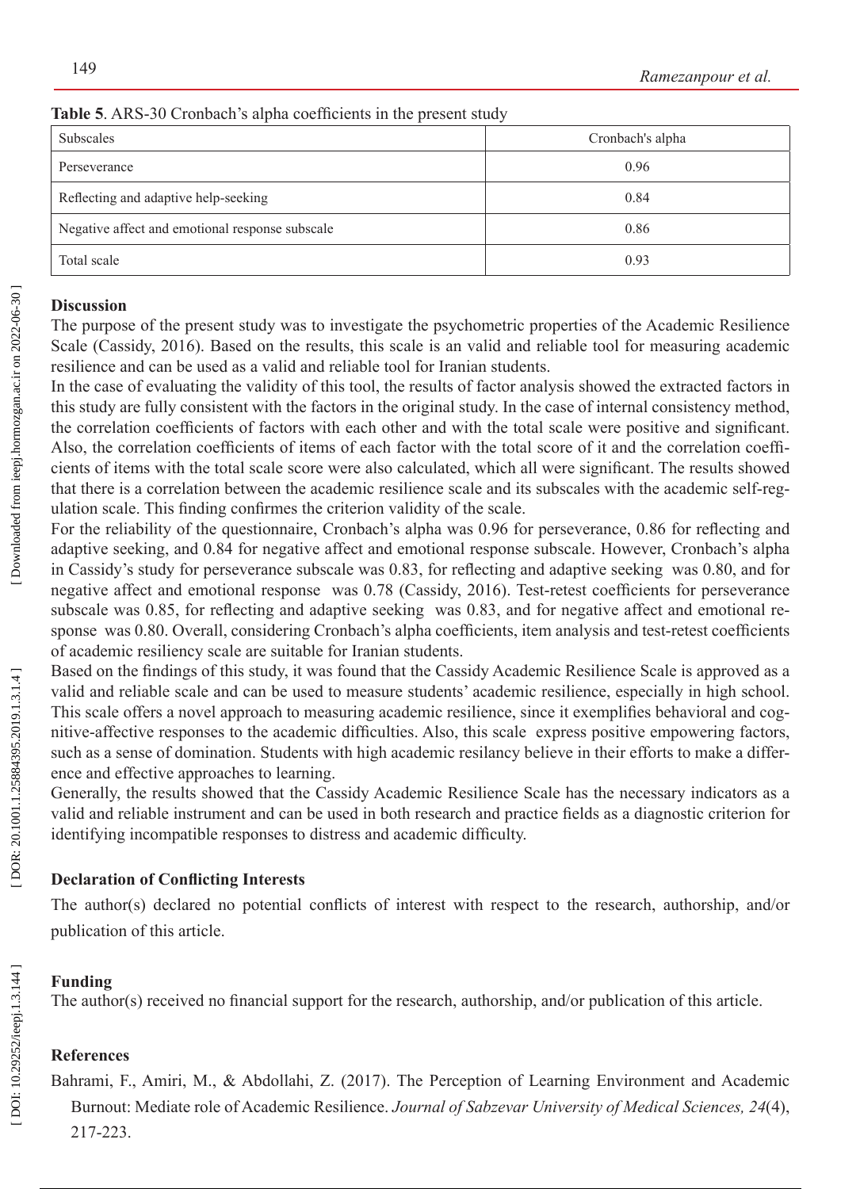**Table 5**. ARS-30 Cronbach's alpha coefficients in the present study

| Subscales | Cronbach's alpha |
| --- | --- |
| Perseverance | 0.96 |
| Reflecting and adaptive help-seeking | 0.84 |
| Negative affect and emotional response subscale | 0.86 |
| Total scale | 0.93 |

**Discussion**

The purpose of the present study was to investigate the psychometric properties of the Academic Resilience Scale (Cassidy, 2016). Based on the results, this scale is an valid and reliable tool for measuring academic resilience and can be used as a valid and reliable tool for Iranian students.

In the case of evaluating the validity of this tool, the results of factor analysis showed the extracted factors in this study are fully consistent with the factors in the original study. In the case of internal consistency method, the correlation coefficients of factors with each other and with the total scale were positive and significant. Also, the correlation coefficients of items of each factor with the total score of it and the correlation coefficients of items with the total scale score were also calculated, which all were significant. The results showed that there is a correlation between the academic resilience scale and its subscales with the academic self-regulation scale. This finding confirmes the criterion validity of the scale.

For the reliability of the questionnaire, Cronbach's alpha was 0.96 for perseverance, 0.86 for reflecting and adaptive seeking, and 0.84 for negative affect and emotional response subscale. However, Cronbach's alpha in Cassidy's study for perseverance subscale was 0.83, for reflecting and adaptive seeking was 0.80, and for negative affect and emotional response was 0.78 (Cassidy, 2016). Test-retest coefficients for perseverance subscale was 0.85, for reflecting and adaptive seeking was 0.83, and for negative affect and emotional response was 0.80. Overall, considering Cronbach's alpha coefficients, item analysis and test-retest coefficients of academic resiliency scale are suitable for Iranian students.

Based on the findings of this study, it was found that the Cassidy Academic Resilience Scale is approved as a valid and reliable scale and can be used to measure students' academic resilience, especially in high school. This scale offers a novel approach to measuring academic resilience, since it exemplifies behavioral and cognitive-affective responses to the academic difficulties. Also, this scale express positive empowering factors, such as a sense of domination. Students with high academic resilancy believe in their efforts to make a difference and effective approaches to learning.

Generally, the results showed that the Cassidy Academic Resilience Scale has the necessary indicators as a valid and reliable instrument and can be used in both research and practice fields as a diagnostic criterion for identifying incompatible responses to distress and academic difficulty.

**Declaration of Conflicting Interests**

The author(s) declared no potential conflicts of interest with respect to the research, authorship, and/or publication of this article.

**Funding**

The author(s) received no financial support for the research, authorship, and/or publication of this article.

**References**

Bahrami, F., Amiri, M., & Abdollahi, Z. (2017). The Perception of Learning Environment and Academic Burnout: Mediate role of Academic Resilience. *Journal of Sabzevar University of Medical Sciences, 24*(4), 217-223.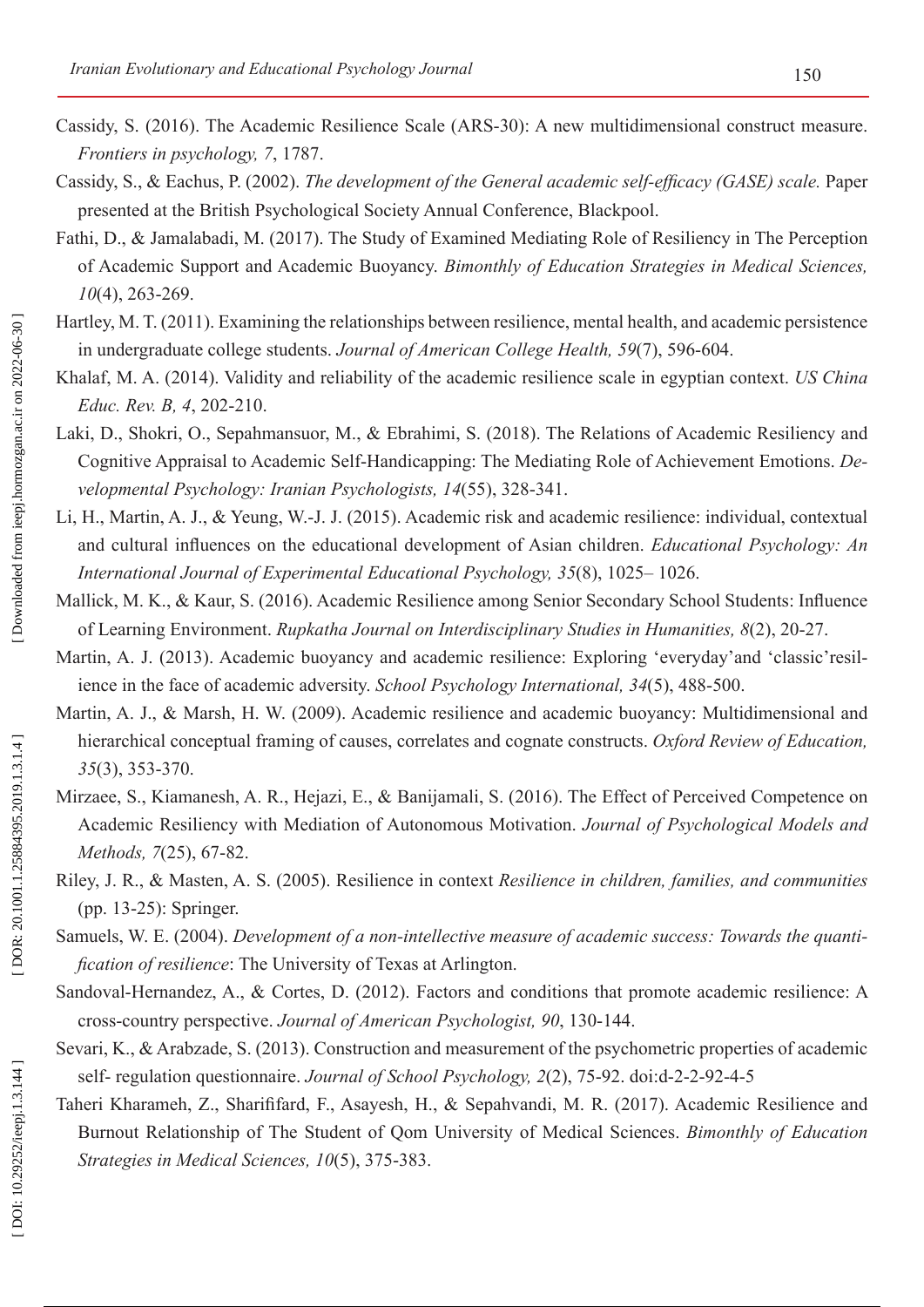Cassidy, S. (2016). The Academic Resilience Scale (ARS-30): A new multidimensional construct measure. *Frontiers in psychology, 7*, 1787.

Cassidy, S., & Eachus, P. (2002). *The development of the General academic self-efficacy (GASE) scale.* Paper presented at the British Psychological Society Annual Conference, Blackpool.

Fathi, D., & Jamalabadi, M. (2017). The Study of Examined Mediating Role of Resiliency in The Perception of Academic Support and Academic Buoyancy. *Bimonthly of Education Strategies in Medical Sciences, 10*(4), 263-269.

Hartley, M. T. (2011). Examining the relationships between resilience, mental health, and academic persistence in undergraduate college students. *Journal of American College Health, 59*(7), 596-604.

Khalaf, M. A. (2014). Validity and reliability of the academic resilience scale in egyptian context. *US China Educ. Rev. B, 4*, 202-210.

Laki, D., Shokri, O., Sepahmansuor, M., & Ebrahimi, S. (2018). The Relations of Academic Resiliency and Cognitive Appraisal to Academic Self-Handicapping: The Mediating Role of Achievement Emotions. *Developmental Psychology: Iranian Psychologists, 14*(55), 328-341.

Li, H., Martin, A. J., & Yeung, W.-J. J. (2015). Academic risk and academic resilience: individual, contextual and cultural influences on the educational development of Asian children. *Educational Psychology: An International Journal of Experimental Educational Psychology, 35*(8), 1025– 1026.

Mallick, M. K., & Kaur, S. (2016). Academic Resilience among Senior Secondary School Students: Influence of Learning Environment. *Rupkatha Journal on Interdisciplinary Studies in Humanities, 8*(2), 20-27.

Martin, A. J. (2013). Academic buoyancy and academic resilience: Exploring 'everyday'and 'classic'resilience in the face of academic adversity. *School Psychology International, 34*(5), 488-500.

Martin, A. J., & Marsh, H. W. (2009). Academic resilience and academic buoyancy: Multidimensional and hierarchical conceptual framing of causes, correlates and cognate constructs. *Oxford Review of Education, 35*(3), 353-370.

Mirzaee, S., Kiamanesh, A. R., Hejazi, E., & Banijamali, S. (2016). The Effect of Perceived Competence on Academic Resiliency with Mediation of Autonomous Motivation. *Journal of Psychological Models and Methods, 7*(25), 67-82.

Riley, J. R., & Masten, A. S. (2005). Resilience in context *Resilience in children, families, and communities* (pp. 13-25): Springer.

Samuels, W. E. (2004). *Development of a non-intellective measure of academic success: Towards the quantification of resilience*: The University of Texas at Arlington.

Sandoval-Hernandez, A., & Cortes, D. (2012). Factors and conditions that promote academic resilience: A cross-country perspective. *Journal of American Psychologist, 90*, 130-144.

Sevari, K., & Arabzade, S. (2013). Construction and measurement of the psychometric properties of academic self- regulation questionnaire. *Journal of School Psychology, 2*(2), 75-92. doi:d-2-2-92-4-5

Taheri Kharameh, Z., Sharififard, F., Asayesh, H., & Sepahvandi, M. R. (2017). Academic Resilience and Burnout Relationship of The Student of Qom University of Medical Sciences. *Bimonthly of Education Strategies in Medical Sciences, 10*(5), 375-383.